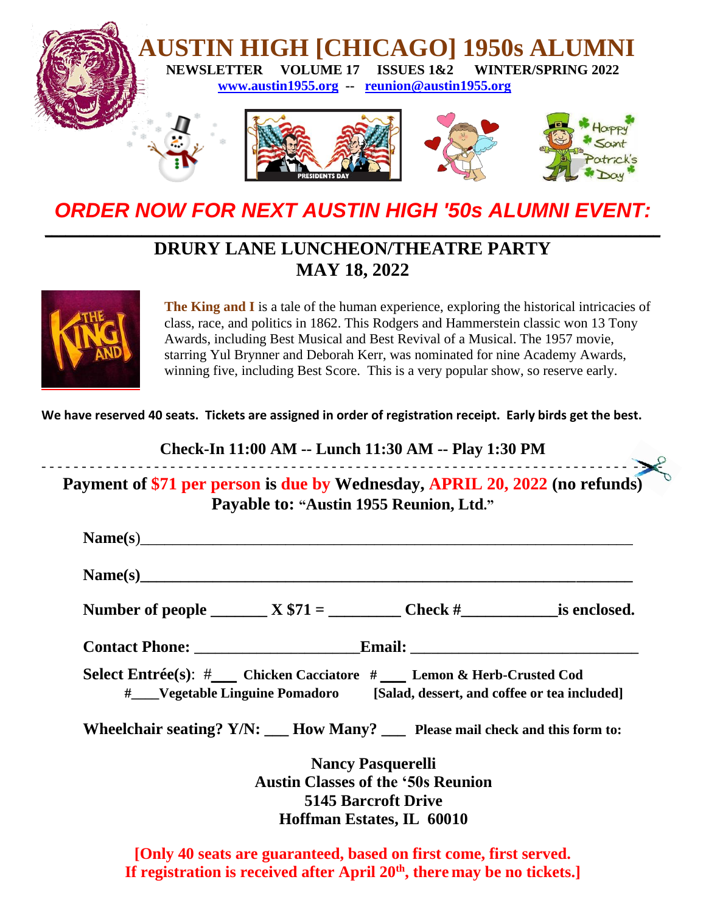# AUSTIN HIGH [CHICAGO] 1950s ALUMNI

**NEWSLETTER VOLUME 17 ISSUES 1&2 WINTER/SPRING 2022**

www.austin1955.org -- reunion@austin1955.org

## *ORDER NOW FOR NEXT AUSTIN HIGH '50s ALUMNI EVENT:*

---

## DRURY LANE LUNCHEON/THEATRE PARTY
## MAY 18, 2022

**The King and I** is a tale of the human experience, exploring the historical intricacies of class, race, and politics in 1862. This Rodgers and Hammerstein classic won 13 Tony Awards, including Best Musical and Best Revival of a Musical. The 1957 movie, starring Yul Brynner and Deborah Kerr, was nominated for nine Academy Awards, winning five, including Best Score. This is a very popular show, so reserve early.

**We have reserved 40 seats. Tickets are assigned in order of registration receipt. Early birds get the best.**

**Check-In 11:00 AM -- Lunch 11:30 AM -- Play 1:30 PM**

- - - - - - - - - - - - - - - - - - - - - - - - - - - - - - - - - - - - - - - - - - - - - - - -

**Payment of $71 per person is due by Wednesday, APRIL 20, 2022 (no refunds)**
**Payable to: "Austin 1955 Reunion, Ltd."**

**Name(s)**_______________________________________________

**Name(s)**_______________________________________________

**Number of people _______ X $71 = _________ Check #____________is enclosed.**

**Contact Phone: ____________________Email: ___________________________**

**Select Entrée(s)**: #___ **Chicken Cacciatore** # ___ **Lemon & Herb-Crusted Cod**
#____**Vegetable Linguine Pomadoro** **[Salad, dessert, and coffee or tea included]**

**Wheelchair seating? Y/N: ___ How Many? ___ Please mail check and this form to:**

**Nancy Pasquerelli**
**Austin Classes of the '50s Reunion**
**5145 Barcroft Drive**
**Hoffman Estates, IL 60010**

**[Only 40 seats are guaranteed, based on first come, first served.**
**If registration is received after April 20th, there may be no tickets.]**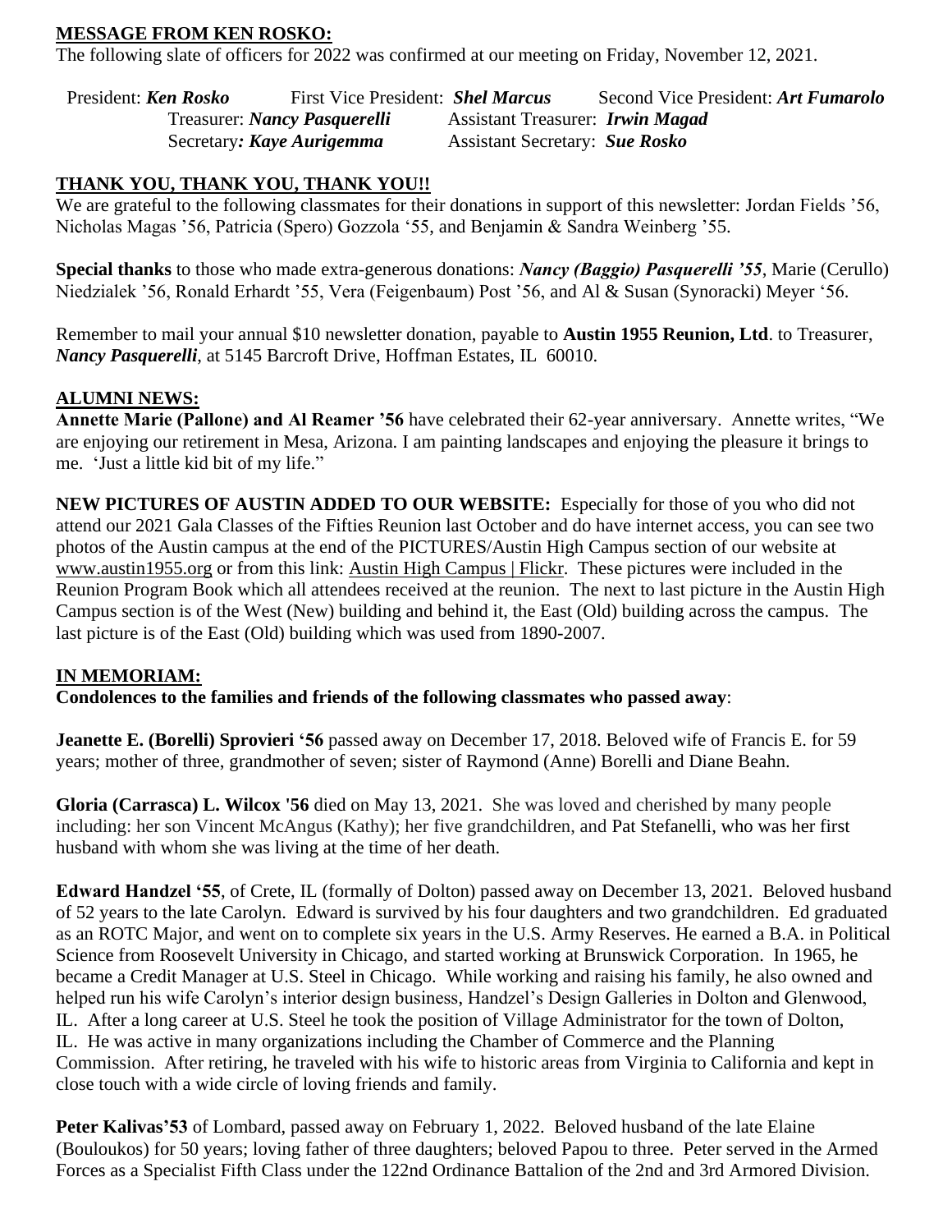**MESSAGE FROM KEN ROSKO:**

The following slate of officers for 2022 was confirmed at our meeting on Friday, November 12, 2021.

President: ***Ken Rosko*** First Vice President: ***Shel Marcus*** Second Vice President: ***Art Fumarolo***
Treasurer: ***Nancy Pasquerelli*** Assistant Treasurer: ***Irwin Magad***
Secretary***: Kaye Aurigemma*** Assistant Secretary: ***Sue Rosko***

**THANK YOU, THANK YOU, THANK YOU!!**

We are grateful to the following classmates for their donations in support of this newsletter: Jordan Fields '56, Nicholas Magas '56, Patricia (Spero) Gozzola '55, and Benjamin & Sandra Weinberg '55.

**Special thanks** to those who made extra-generous donations: ***Nancy (Baggio) Pasquerelli '55***, Marie (Cerullo) Niedzialek '56, Ronald Erhardt '55, Vera (Feigenbaum) Post '56, and Al & Susan (Synoracki) Meyer '56.

Remember to mail your annual $10 newsletter donation, payable to **Austin 1955 Reunion, Ltd**. to Treasurer, ***Nancy Pasquerelli***, at 5145 Barcroft Drive, Hoffman Estates, IL 60010.

**ALUMNI NEWS:**

**Annette Marie (Pallone) and Al Reamer '56** have celebrated their 62-year anniversary. Annette writes, "We are enjoying our retirement in Mesa, Arizona. I am painting landscapes and enjoying the pleasure it brings to me. 'Just a little kid bit of my life."

**NEW PICTURES OF AUSTIN ADDED TO OUR WEBSITE:** Especially for those of you who did not attend our 2021 Gala Classes of the Fifties Reunion last October and do have internet access, you can see two photos of the Austin campus at the end of the PICTURES/Austin High Campus section of our website at www.austin1955.org or from this link: Austin High Campus | Flickr. These pictures were included in the Reunion Program Book which all attendees received at the reunion. The next to last picture in the Austin High Campus section is of the West (New) building and behind it, the East (Old) building across the campus. The last picture is of the East (Old) building which was used from 1890-2007.

**IN MEMORIAM:**

**Condolences to the families and friends of the following classmates who passed away**:

**Jeanette E. (Borelli) Sprovieri '56** passed away on December 17, 2018. Beloved wife of Francis E. for 59 years; mother of three, grandmother of seven; sister of Raymond (Anne) Borelli and Diane Beahn.

**Gloria (Carrasca) L. Wilcox '56** died on May 13, 2021. She was loved and cherished by many people including: her son Vincent McAngus (Kathy); her five grandchildren, and Pat Stefanelli, who was her first husband with whom she was living at the time of her death.

**Edward Handzel '55**, of Crete, IL (formally of Dolton) passed away on December 13, 2021. Beloved husband of 52 years to the late Carolyn. Edward is survived by his four daughters and two grandchildren. Ed graduated as an ROTC Major, and went on to complete six years in the U.S. Army Reserves. He earned a B.A. in Political Science from Roosevelt University in Chicago, and started working at Brunswick Corporation. In 1965, he became a Credit Manager at U.S. Steel in Chicago. While working and raising his family, he also owned and helped run his wife Carolyn's interior design business, Handzel's Design Galleries in Dolton and Glenwood, IL. After a long career at U.S. Steel he took the position of Village Administrator for the town of Dolton, IL. He was active in many organizations including the Chamber of Commerce and the Planning Commission. After retiring, he traveled with his wife to historic areas from Virginia to California and kept in close touch with a wide circle of loving friends and family.

**Peter Kalivas'53** of Lombard, passed away on February 1, 2022. Beloved husband of the late Elaine (Bouloukos) for 50 years; loving father of three daughters; beloved Papou to three. Peter served in the Armed Forces as a Specialist Fifth Class under the 122nd Ordinance Battalion of the 2nd and 3rd Armored Division.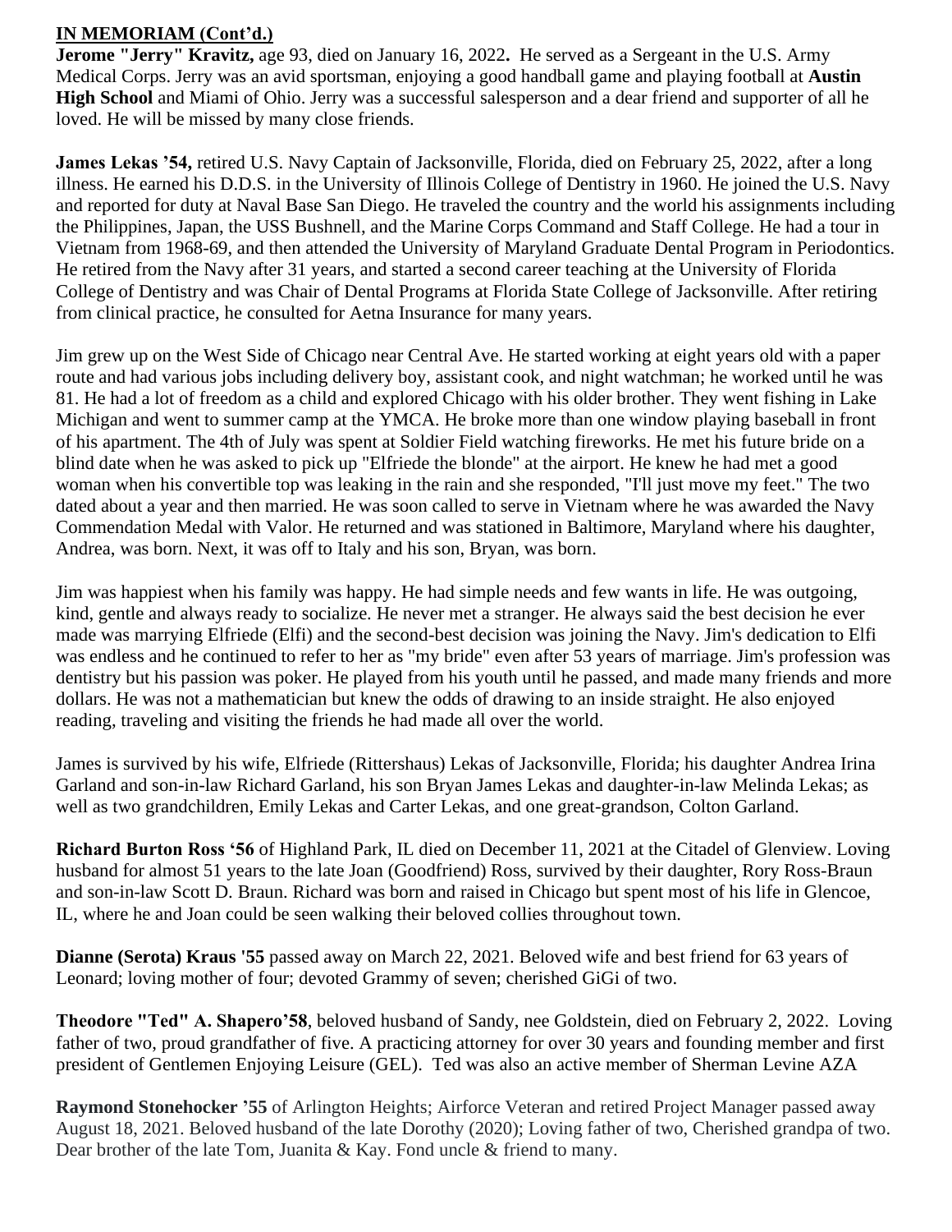**IN MEMORIAM (Cont'd.)**

**Jerome "Jerry" Kravitz,** age 93, died on January 16, 2022**.** He served as a Sergeant in the U.S. Army Medical Corps. Jerry was an avid sportsman, enjoying a good handball game and playing football at **Austin High School** and Miami of Ohio. Jerry was a successful salesperson and a dear friend and supporter of all he loved. He will be missed by many close friends.

**James Lekas '54,** retired U.S. Navy Captain of Jacksonville, Florida, died on February 25, 2022, after a long illness. He earned his D.D.S. in the University of Illinois College of Dentistry in 1960. He joined the U.S. Navy and reported for duty at Naval Base San Diego. He traveled the country and the world his assignments including the Philippines, Japan, the USS Bushnell, and the Marine Corps Command and Staff College. He had a tour in Vietnam from 1968-69, and then attended the University of Maryland Graduate Dental Program in Periodontics. He retired from the Navy after 31 years, and started a second career teaching at the University of Florida College of Dentistry and was Chair of Dental Programs at Florida State College of Jacksonville. After retiring from clinical practice, he consulted for Aetna Insurance for many years.

Jim grew up on the West Side of Chicago near Central Ave. He started working at eight years old with a paper route and had various jobs including delivery boy, assistant cook, and night watchman; he worked until he was 81. He had a lot of freedom as a child and explored Chicago with his older brother. They went fishing in Lake Michigan and went to summer camp at the YMCA. He broke more than one window playing baseball in front of his apartment. The 4th of July was spent at Soldier Field watching fireworks. He met his future bride on a blind date when he was asked to pick up "Elfriede the blonde" at the airport. He knew he had met a good woman when his convertible top was leaking in the rain and she responded, "I'll just move my feet." The two dated about a year and then married. He was soon called to serve in Vietnam where he was awarded the Navy Commendation Medal with Valor. He returned and was stationed in Baltimore, Maryland where his daughter, Andrea, was born. Next, it was off to Italy and his son, Bryan, was born.

Jim was happiest when his family was happy. He had simple needs and few wants in life. He was outgoing, kind, gentle and always ready to socialize. He never met a stranger. He always said the best decision he ever made was marrying Elfriede (Elfi) and the second-best decision was joining the Navy. Jim's dedication to Elfi was endless and he continued to refer to her as "my bride" even after 53 years of marriage. Jim's profession was dentistry but his passion was poker. He played from his youth until he passed, and made many friends and more dollars. He was not a mathematician but knew the odds of drawing to an inside straight. He also enjoyed reading, traveling and visiting the friends he had made all over the world.

James is survived by his wife, Elfriede (Rittershaus) Lekas of Jacksonville, Florida; his daughter Andrea Irina Garland and son-in-law Richard Garland, his son Bryan James Lekas and daughter-in-law Melinda Lekas; as well as two grandchildren, Emily Lekas and Carter Lekas, and one great-grandson, Colton Garland.

**Richard Burton Ross '56** of Highland Park, IL died on December 11, 2021 at the Citadel of Glenview. Loving husband for almost 51 years to the late Joan (Goodfriend) Ross, survived by their daughter, Rory Ross-Braun and son-in-law Scott D. Braun. Richard was born and raised in Chicago but spent most of his life in Glencoe, IL, where he and Joan could be seen walking their beloved collies throughout town.

**Dianne (Serota) Kraus '55** passed away on March 22, 2021. Beloved wife and best friend for 63 years of Leonard; loving mother of four; devoted Grammy of seven; cherished GiGi of two.

**Theodore "Ted" A. Shapero'58**, beloved husband of Sandy, nee Goldstein, died on February 2, 2022. Loving father of two, proud grandfather of five. A practicing attorney for over 30 years and founding member and first president of Gentlemen Enjoying Leisure (GEL). Ted was also an active member of Sherman Levine AZA

**Raymond Stonehocker '55** of Arlington Heights; Airforce Veteran and retired Project Manager passed away August 18, 2021. Beloved husband of the late Dorothy (2020); Loving father of two, Cherished grandpa of two. Dear brother of the late Tom, Juanita & Kay. Fond uncle & friend to many.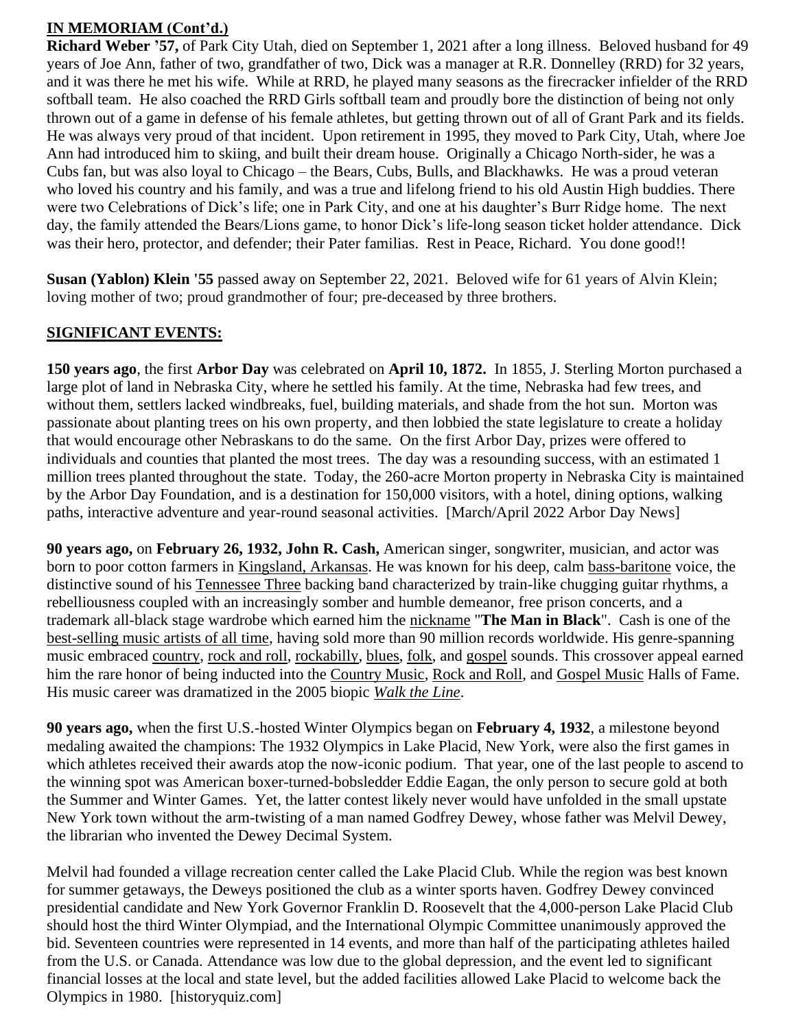**IN MEMORIAM (Cont'd.)**

**Richard Weber '57,** of Park City Utah, died on September 1, 2021 after a long illness. Beloved husband for 49 years of Joe Ann, father of two, grandfather of two, Dick was a manager at R.R. Donnelley (RRD) for 32 years, and it was there he met his wife. While at RRD, he played many seasons as the firecracker infielder of the RRD softball team. He also coached the RRD Girls softball team and proudly bore the distinction of being not only thrown out of a game in defense of his female athletes, but getting thrown out of all of Grant Park and its fields. He was always very proud of that incident. Upon retirement in 1995, they moved to Park City, Utah, where Joe Ann had introduced him to skiing, and built their dream house. Originally a Chicago North-sider, he was a Cubs fan, but was also loyal to Chicago – the Bears, Cubs, Bulls, and Blackhawks. He was a proud veteran who loved his country and his family, and was a true and lifelong friend to his old Austin High buddies. There were two Celebrations of Dick's life; one in Park City, and one at his daughter's Burr Ridge home. The next day, the family attended the Bears/Lions game, to honor Dick's life-long season ticket holder attendance. Dick was their hero, protector, and defender; their Pater familias. Rest in Peace, Richard. You done good!!

**Susan (Yablon) Klein '55** passed away on September 22, 2021. Beloved wife for 61 years of Alvin Klein; loving mother of two; proud grandmother of four; pre-deceased by three brothers.

**SIGNIFICANT EVENTS:**

**150 years ago**, the first **Arbor Day** was celebrated on **April 10, 1872.** In 1855, J. Sterling Morton purchased a large plot of land in Nebraska City, where he settled his family. At the time, Nebraska had few trees, and without them, settlers lacked windbreaks, fuel, building materials, and shade from the hot sun. Morton was passionate about planting trees on his own property, and then lobbied the state legislature to create a holiday that would encourage other Nebraskans to do the same. On the first Arbor Day, prizes were offered to individuals and counties that planted the most trees. The day was a resounding success, with an estimated 1 million trees planted throughout the state. Today, the 260-acre Morton property in Nebraska City is maintained by the Arbor Day Foundation, and is a destination for 150,000 visitors, with a hotel, dining options, walking paths, interactive adventure and year-round seasonal activities. [March/April 2022 Arbor Day News]

**90 years ago,** on **February 26, 1932, John R. Cash,** American singer, songwriter, musician, and actor was born to poor cotton farmers in Kingsland, Arkansas. He was known for his deep, calm bass-baritone voice, the distinctive sound of his Tennessee Three backing band characterized by train-like chugging guitar rhythms, a rebelliousness coupled with an increasingly somber and humble demeanor, free prison concerts, and a trademark all-black stage wardrobe which earned him the nickname "**The Man in Black**". Cash is one of the best-selling music artists of all time, having sold more than 90 million records worldwide. His genre-spanning music embraced country, rock and roll, rockabilly, blues, folk, and gospel sounds. This crossover appeal earned him the rare honor of being inducted into the Country Music, Rock and Roll, and Gospel Music Halls of Fame. His music career was dramatized in the 2005 biopic *Walk the Line*.

**90 years ago,** when the first U.S.-hosted Winter Olympics began on **February 4, 1932**, a milestone beyond medaling awaited the champions: The 1932 Olympics in Lake Placid, New York, were also the first games in which athletes received their awards atop the now-iconic podium. That year, one of the last people to ascend to the winning spot was American boxer-turned-bobsledder Eddie Eagan, the only person to secure gold at both the Summer and Winter Games. Yet, the latter contest likely never would have unfolded in the small upstate New York town without the arm-twisting of a man named Godfrey Dewey, whose father was Melvil Dewey, the librarian who invented the Dewey Decimal System.

Melvil had founded a village recreation center called the Lake Placid Club. While the region was best known for summer getaways, the Deweys positioned the club as a winter sports haven. Godfrey Dewey convinced presidential candidate and New York Governor Franklin D. Roosevelt that the 4,000-person Lake Placid Club should host the third Winter Olympiad, and the International Olympic Committee unanimously approved the bid. Seventeen countries were represented in 14 events, and more than half of the participating athletes hailed from the U.S. or Canada. Attendance was low due to the global depression, and the event led to significant financial losses at the local and state level, but the added facilities allowed Lake Placid to welcome back the Olympics in 1980. [historyquiz.com]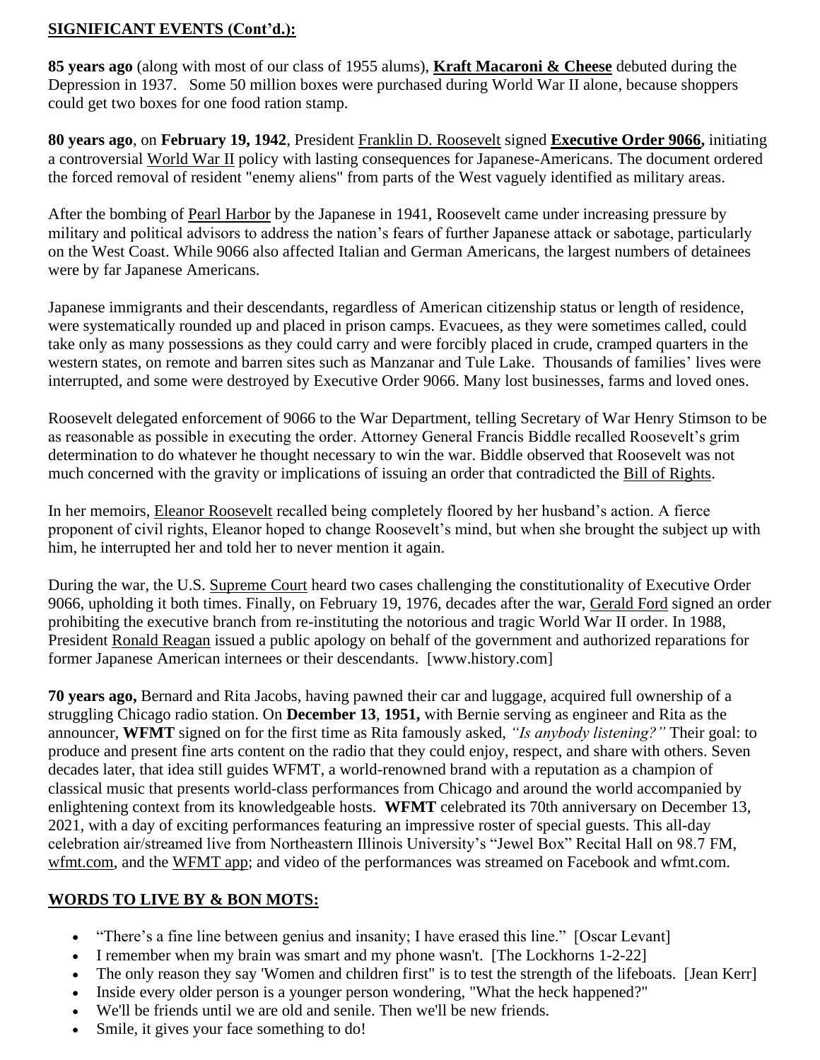## SIGNIFICANT EVENTS (Cont'd.):

**85 years ago** (along with most of our class of 1955 alums), **Kraft Macaroni & Cheese** debuted during the Depression in 1937. Some 50 million boxes were purchased during World War II alone, because shoppers could get two boxes for one food ration stamp.

**80 years ago**, on **February 19, 1942**, President Franklin D. Roosevelt signed **Executive Order 9066,** initiating a controversial World War II policy with lasting consequences for Japanese-Americans. The document ordered the forced removal of resident "enemy aliens" from parts of the West vaguely identified as military areas.

After the bombing of Pearl Harbor by the Japanese in 1941, Roosevelt came under increasing pressure by military and political advisors to address the nation's fears of further Japanese attack or sabotage, particularly on the West Coast. While 9066 also affected Italian and German Americans, the largest numbers of detainees were by far Japanese Americans.

Japanese immigrants and their descendants, regardless of American citizenship status or length of residence, were systematically rounded up and placed in prison camps. Evacuees, as they were sometimes called, could take only as many possessions as they could carry and were forcibly placed in crude, cramped quarters in the western states, on remote and barren sites such as Manzanar and Tule Lake. Thousands of families' lives were interrupted, and some were destroyed by Executive Order 9066. Many lost businesses, farms and loved ones.

Roosevelt delegated enforcement of 9066 to the War Department, telling Secretary of War Henry Stimson to be as reasonable as possible in executing the order. Attorney General Francis Biddle recalled Roosevelt's grim determination to do whatever he thought necessary to win the war. Biddle observed that Roosevelt was not much concerned with the gravity or implications of issuing an order that contradicted the Bill of Rights.

In her memoirs, Eleanor Roosevelt recalled being completely floored by her husband's action. A fierce proponent of civil rights, Eleanor hoped to change Roosevelt's mind, but when she brought the subject up with him, he interrupted her and told her to never mention it again.

During the war, the U.S. Supreme Court heard two cases challenging the constitutionality of Executive Order 9066, upholding it both times. Finally, on February 19, 1976, decades after the war, Gerald Ford signed an order prohibiting the executive branch from re-instituting the notorious and tragic World War II order. In 1988, President Ronald Reagan issued a public apology on behalf of the government and authorized reparations for former Japanese American internees or their descendants. [www.history.com]

**70 years ago,** Bernard and Rita Jacobs, having pawned their car and luggage, acquired full ownership of a struggling Chicago radio station. On **December 13**, **1951,** with Bernie serving as engineer and Rita as the announcer, **WFMT** signed on for the first time as Rita famously asked, *"Is anybody listening?"* Their goal: to produce and present fine arts content on the radio that they could enjoy, respect, and share with others. Seven decades later, that idea still guides WFMT, a world-renowned brand with a reputation as a champion of classical music that presents world-class performances from Chicago and around the world accompanied by enlightening context from its knowledgeable hosts. **WFMT** celebrated its 70th anniversary on December 13, 2021, with a day of exciting performances featuring an impressive roster of special guests. This all-day celebration air/streamed live from Northeastern Illinois University's "Jewel Box" Recital Hall on 98.7 FM, wfmt.com, and the WFMT app; and video of the performances was streamed on Facebook and wfmt.com.

## WORDS TO LIVE BY & BON MOTS:

- "There's a fine line between genius and insanity; I have erased this line." [Oscar Levant]
- I remember when my brain was smart and my phone wasn't. [The Lockhorns 1-2-22]
- The only reason they say 'Women and children first" is to test the strength of the lifeboats. [Jean Kerr]
- Inside every older person is a younger person wondering, "What the heck happened?"
- We'll be friends until we are old and senile. Then we'll be new friends.
- Smile, it gives your face something to do!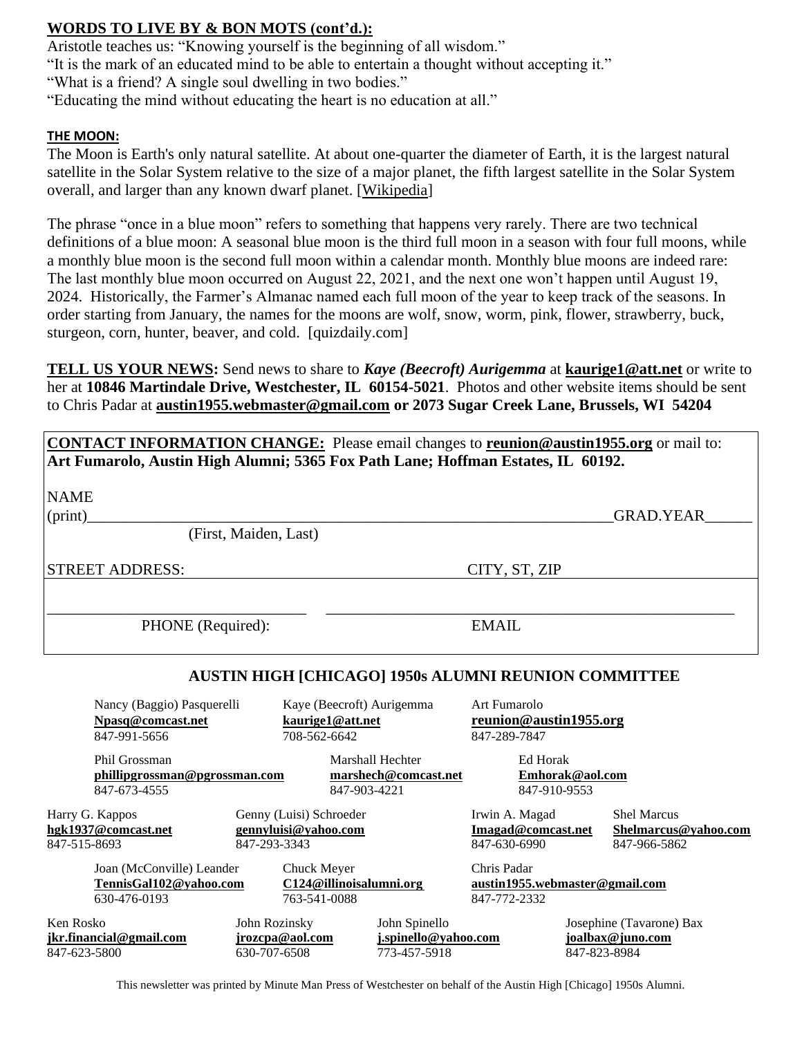**WORDS TO LIVE BY & BON MOTS (cont'd.):**

Aristotle teaches us: "Knowing yourself is the beginning of all wisdom."
"It is the mark of an educated mind to be able to entertain a thought without accepting it."
"What is a friend? A single soul dwelling in two bodies."
"Educating the mind without educating the heart is no education at all."

**THE MOON:**

The Moon is Earth's only natural satellite. At about one-quarter the diameter of Earth, it is the largest natural satellite in the Solar System relative to the size of a major planet, the fifth largest satellite in the Solar System overall, and larger than any known dwarf planet. [Wikipedia]

The phrase "once in a blue moon" refers to something that happens very rarely. There are two technical definitions of a blue moon: A seasonal blue moon is the third full moon in a season with four full moons, while a monthly blue moon is the second full moon within a calendar month. Monthly blue moons are indeed rare: The last monthly blue moon occurred on August 22, 2021, and the next one won't happen until August 19, 2024. Historically, the Farmer's Almanac named each full moon of the year to keep track of the seasons. In order starting from January, the names for the moons are wolf, snow, worm, pink, flower, strawberry, buck, sturgeon, corn, hunter, beaver, and cold. [quizdaily.com]

**TELL US YOUR NEWS:** Send news to share to ***Kaye (Beecroft) Aurigemma*** at **kaurige1@att.net** or write to her at **10846 Martindale Drive, Westchester, IL 60154-5021**. Photos and other website items should be sent to Chris Padar at **austin1955.webmaster@gmail.com or 2073 Sugar Creek Lane, Brussels, WI 54204**

**CONTACT INFORMATION CHANGE:** Please email changes to **reunion@austin1955.org** or mail to: **Art Fumarolo, Austin High Alumni; 5365 Fox Path Lane; Hoffman Estates, IL 60192.**

NAME
(print)________________________________________________________________GRAD.YEAR______
(First, Maiden, Last)

STREET ADDRESS: CITY, ST, ZIP

________________________________ ________________________________________________
PHONE (Required): EMAIL

**AUSTIN HIGH [CHICAGO] 1950s ALUMNI REUNION COMMITTEE**

Nancy (Baggio) Pasquerelli
**Npasq@comcast.net**
847-991-5656

Kaye (Beecroft) Aurigemma
**kaurige1@att.net**
708-562-6642

Art Fumarolo
**reunion@austin1955.org**
847-289-7847

Phil Grossman
**phillipgrossman@pgrossman.com**
847-673-4555

Marshall Hechter
**marshech@comcast.net**
847-903-4221

Ed Horak
**Emhorak@aol.com**
847-910-9553

Harry G. Kappos
**hgk1937@comcast.net**
847-515-8693

Genny (Luisi) Schroeder
**gennyluisi@yahoo.com**
847-293-3343

Irwin A. Magad
**Imagad@comcast.net**
847-630-6990

Shel Marcus
**Shelmarcus@yahoo.com**
847-966-5862

Joan (McConville) Leander
**TennisGal102@yahoo.com**
630-476-0193

Chuck Meyer
**C124@illinoisalumni.org**
763-541-0088

Chris Padar
**austin1955.webmaster@gmail.com**
847-772-2332

Ken Rosko
**jkr.financial@gmail.com**
847-623-5800

John Rozinsky
**jrozcpa@aol.com**
630-707-6508

John Spinello
**j.spinello@yahoo.com**
773-457-5918

Josephine (Tavarone) Bax
**joalbax@juno.com**
847-823-8984

This newsletter was printed by Minute Man Press of Westchester on behalf of the Austin High [Chicago] 1950s Alumni.